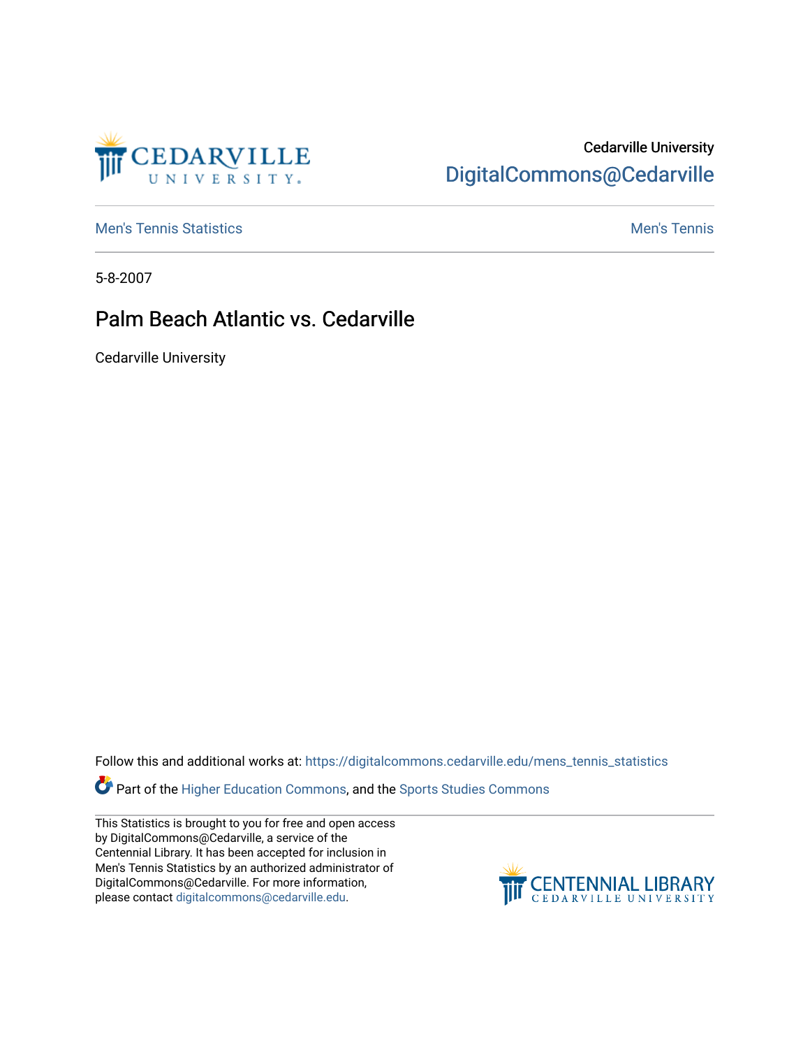Cedarville University
DigitalCommons@Cedarville

Men's Tennis Statistics | Men's Tennis

5-8-2007

# Palm Beach Atlantic vs. Cedarville

Cedarville University

Follow this and additional works at: https://digitalcommons.cedarville.edu/mens_tennis_statistics

Part of the Higher Education Commons, and the Sports Studies Commons

This Statistics is brought to you for free and open access by DigitalCommons@Cedarville, a service of the Centennial Library. It has been accepted for inclusion in Men's Tennis Statistics by an authorized administrator of DigitalCommons@Cedarville. For more information, please contact digitalcommons@cedarville.edu.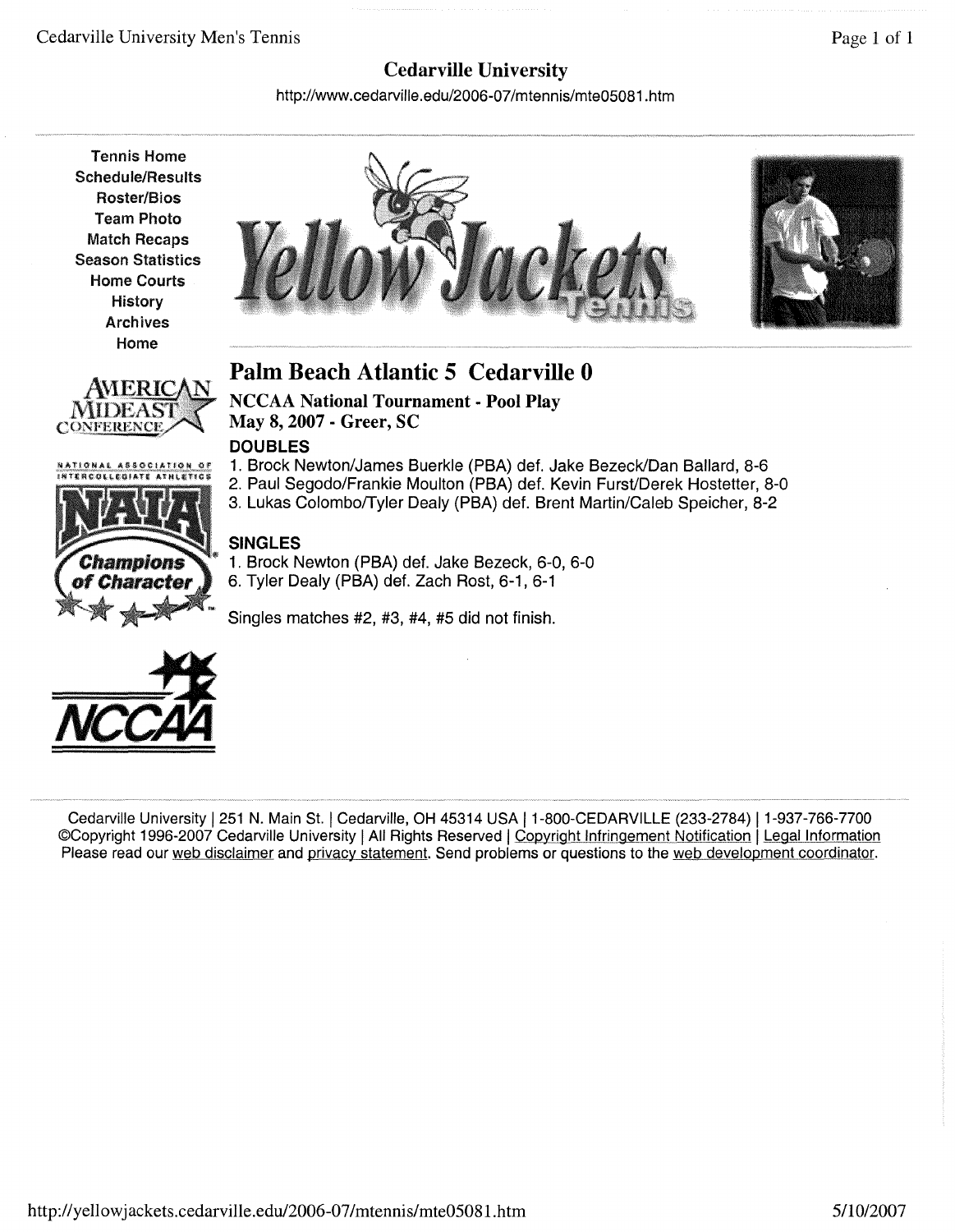# Cedarville University

http://www.cedarville.edu/2006-07/mtennis/mte05081.htm

Tennis Home
Schedule/Results
Roster/Bios
Team Photo
Match Recaps
Season Statistics
Home Courts
History
Archives
Home

## Palm Beach Atlantic 5 Cedarville 0

**NCCAA National Tournament - Pool Play**
**May 8, 2007 - Greer, SC**

**DOUBLES**

1. Brock Newton/James Buerkle (PBA) def. Jake Bezeck/Dan Ballard, 8-6
2. Paul Segodo/Frankie Moulton (PBA) def. Kevin Furst/Derek Hostetter, 8-0
3. Lukas Colombo/Tyler Dealy (PBA) def. Brent Martin/Caleb Speicher, 8-2

**SINGLES**

1. Brock Newton (PBA) def. Jake Bezeck, 6-0, 6-0
6. Tyler Dealy (PBA) def. Zach Rost, 6-1, 6-1

Singles matches #2, #3, #4, #5 did not finish.

Cedarville University | 251 N. Main St. | Cedarville, OH 45314 USA | 1-800-CEDARVILLE (233-2784) | 1-937-766-7700
©Copyright 1996-2007 Cedarville University | All Rights Reserved | Copyright Infringement Notification | Legal Information
Please read our web disclaimer and privacy statement. Send problems or questions to the web development coordinator.